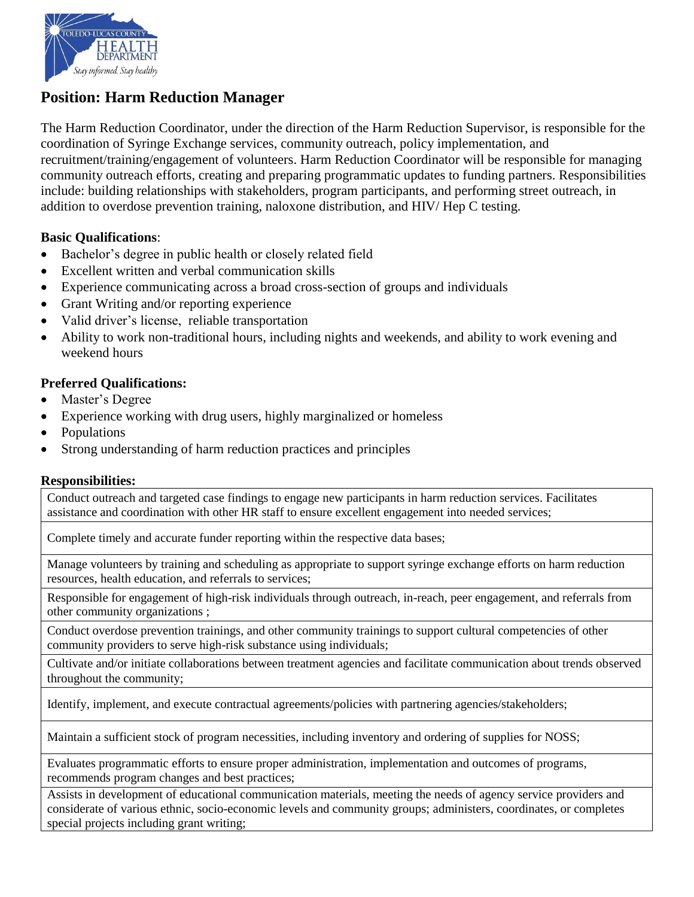TOLEDO-LUCAS COUNTY HEALTH DEPARTMENT
*Stay informed. Stay healthy*

# Position: Harm Reduction Manager

The Harm Reduction Coordinator, under the direction of the Harm Reduction Supervisor, is responsible for the coordination of Syringe Exchange services, community outreach, policy implementation, and recruitment/training/engagement of volunteers. Harm Reduction Coordinator will be responsible for managing community outreach efforts, creating and preparing programmatic updates to funding partners. Responsibilities include: building relationships with stakeholders, program participants, and performing street outreach, in addition to overdose prevention training, naloxone distribution, and HIV/ Hep C testing.

**Basic Qualifications**:

- Bachelor's degree in public health or closely related field
- Excellent written and verbal communication skills
- Experience communicating across a broad cross-section of groups and individuals
- Grant Writing and/or reporting experience
- Valid driver's license, reliable transportation
- Ability to work non-traditional hours, including nights and weekends, and ability to work evening and weekend hours

**Preferred Qualifications:**

- Master's Degree
- Experience working with drug users, highly marginalized or homeless
- Populations
- Strong understanding of harm reduction practices and principles

**Responsibilities:**

| |
|---|
| Conduct outreach and targeted case findings to engage new participants in harm reduction services. Facilitates assistance and coordination with other HR staff to ensure excellent engagement into needed services; |
| Complete timely and accurate funder reporting within the respective data bases; |
| Manage volunteers by training and scheduling as appropriate to support syringe exchange efforts on harm reduction resources, health education, and referrals to services; |
| Responsible for engagement of high-risk individuals through outreach, in-reach, peer engagement, and referrals from other community organizations ; |
| Conduct overdose prevention trainings, and other community trainings to support cultural competencies of other community providers to serve high-risk substance using individuals; |
| Cultivate and/or initiate collaborations between treatment agencies and facilitate communication about trends observed throughout the community; |
| Identify, implement, and execute contractual agreements/policies with partnering agencies/stakeholders; |
| Maintain a sufficient stock of program necessities, including inventory and ordering of supplies for NOSS; |
| Evaluates programmatic efforts to ensure proper administration, implementation and outcomes of programs, recommends program changes and best practices; |
| Assists in development of educational communication materials, meeting the needs of agency service providers and considerate of various ethnic, socio-economic levels and community groups; administers, coordinates, or completes special projects including grant writing; |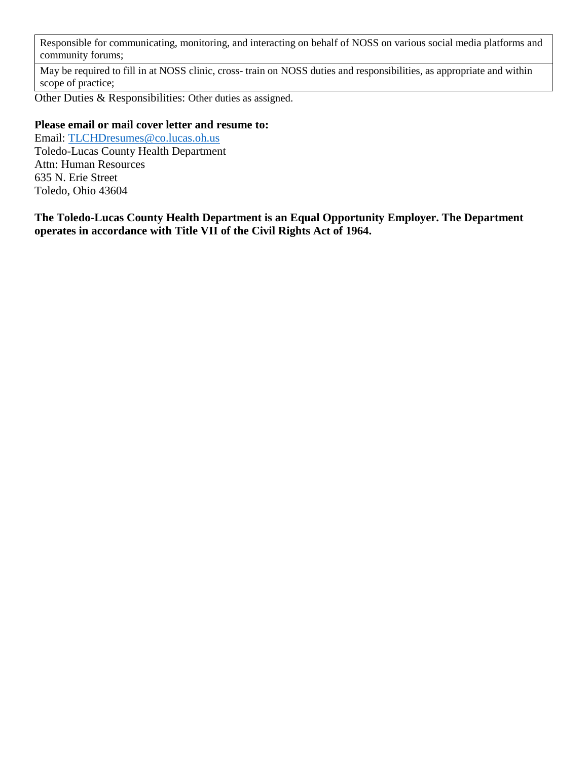| |
|---|
| Responsible for communicating, monitoring, and interacting on behalf of NOSS on various social media platforms and community forums; |
| May be required to fill in at NOSS clinic, cross- train on NOSS duties and responsibilities, as appropriate and within scope of practice; |

Other Duties & Responsibilities: Other duties as assigned.

**Please email or mail cover letter and resume to:**
Email: TLCHDresumes@co.lucas.oh.us
Toledo-Lucas County Health Department
Attn: Human Resources
635 N. Erie Street
Toledo, Ohio 43604

**The Toledo-Lucas County Health Department is an Equal Opportunity Employer. The Department operates in accordance with Title VII of the Civil Rights Act of 1964.**